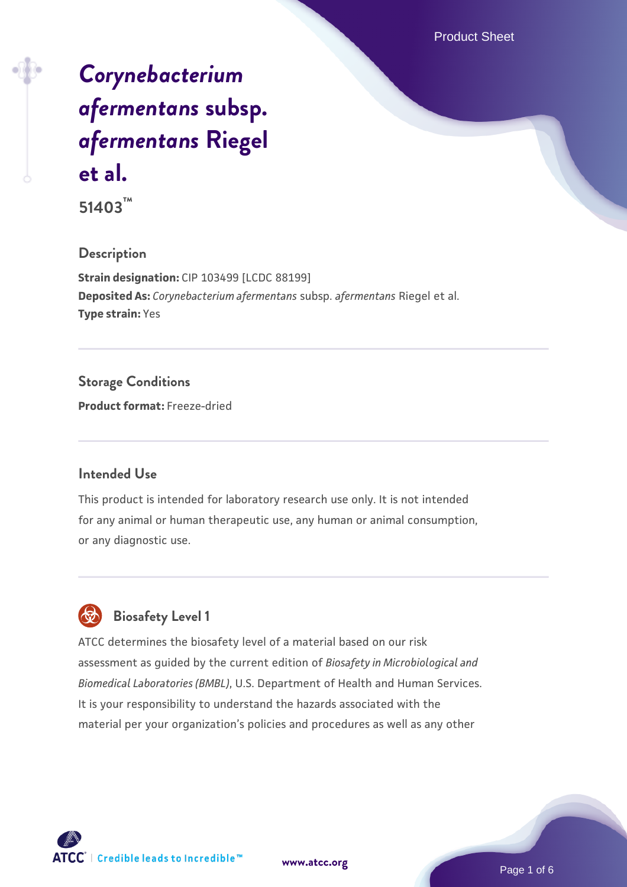# *Corynebacterium afermentans* subsp. *afermentans* Riegel et al.

**51403™**

## Description

**Strain designation:** CIP 103499 [LCDC 88199]
**Deposited As:** *Corynebacterium afermentans* subsp. *afermentans* Riegel et al.
**Type strain:** Yes

## Storage Conditions

**Product format:** Freeze-dried

## Intended Use

This product is intended for laboratory research use only. It is not intended for any animal or human therapeutic use, any human or animal consumption, or any diagnostic use.

## Biosafety Level 1

ATCC determines the biosafety level of a material based on our risk assessment as guided by the current edition of *Biosafety in Microbiological and Biomedical Laboratories (BMBL)*, U.S. Department of Health and Human Services. It is your responsibility to understand the hazards associated with the material per your organization's policies and procedures as well as any other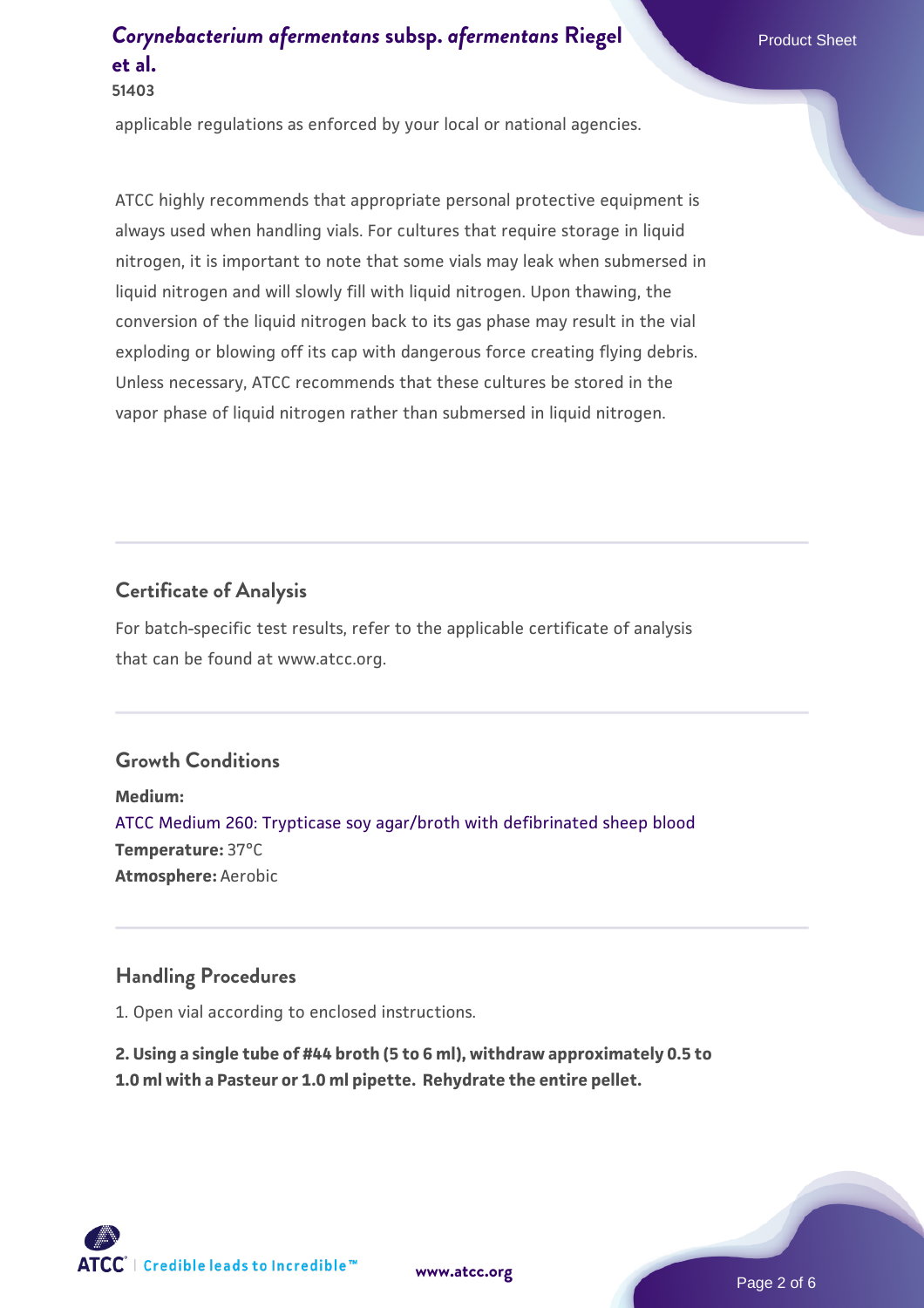applicable regulations as enforced by your local or national agencies.

ATCC highly recommends that appropriate personal protective equipment is always used when handling vials. For cultures that require storage in liquid nitrogen, it is important to note that some vials may leak when submersed in liquid nitrogen and will slowly fill with liquid nitrogen. Upon thawing, the conversion of the liquid nitrogen back to its gas phase may result in the vial exploding or blowing off its cap with dangerous force creating flying debris. Unless necessary, ATCC recommends that these cultures be stored in the vapor phase of liquid nitrogen rather than submersed in liquid nitrogen.

## Certificate of Analysis

For batch-specific test results, refer to the applicable certificate of analysis that can be found at www.atcc.org.

## Growth Conditions

**Medium:**
ATCC Medium 260: Trypticase soy agar/broth with defibrinated sheep blood
**Temperature:** 37°C
**Atmosphere:** Aerobic

## Handling Procedures

1. Open vial according to enclosed instructions.

**2. Using a single tube of #44 broth (5 to 6 ml), withdraw approximately 0.5 to 1.0 ml with a Pasteur or 1.0 ml pipette. Rehydrate the entire pellet.**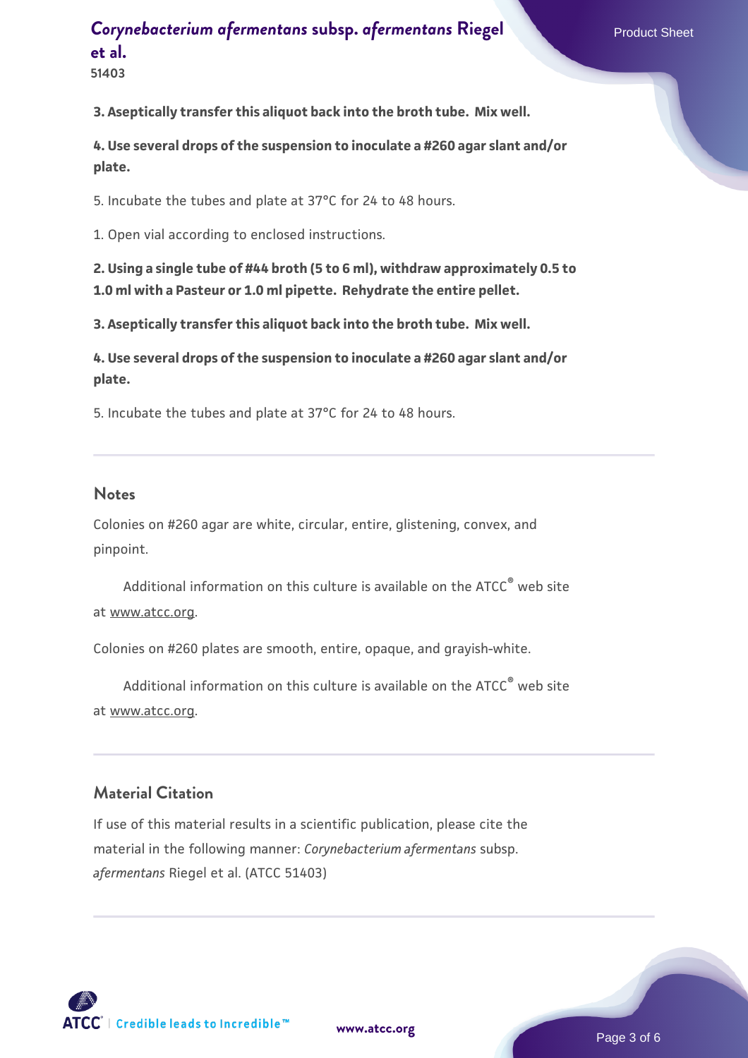**3. Aseptically transfer this aliquot back into the broth tube. Mix well.**

**4. Use several drops of the suspension to inoculate a #260 agar slant and/or plate.**

5. Incubate the tubes and plate at 37°C for 24 to 48 hours.

1. Open vial according to enclosed instructions.

**2. Using a single tube of #44 broth (5 to 6 ml), withdraw approximately 0.5 to 1.0 ml with a Pasteur or 1.0 ml pipette. Rehydrate the entire pellet.**

**3. Aseptically transfer this aliquot back into the broth tube. Mix well.**

**4. Use several drops of the suspension to inoculate a #260 agar slant and/or plate.**

5. Incubate the tubes and plate at 37°C for 24 to 48 hours.

## Notes

Colonies on #260 agar are white, circular, entire, glistening, convex, and pinpoint.

Additional information on this culture is available on the ATCC® web site at www.atcc.org.

Colonies on #260 plates are smooth, entire, opaque, and grayish-white.

Additional information on this culture is available on the ATCC® web site at www.atcc.org.

## Material Citation

If use of this material results in a scientific publication, please cite the material in the following manner: *Corynebacterium afermentans* subsp. *afermentans* Riegel et al. (ATCC 51403)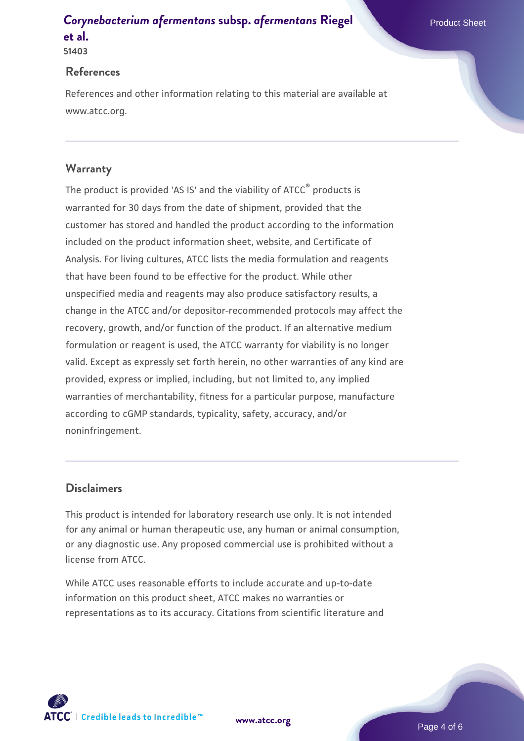## References

References and other information relating to this material are available at www.atcc.org.

## Warranty

The product is provided 'AS IS' and the viability of ATCC® products is warranted for 30 days from the date of shipment, provided that the customer has stored and handled the product according to the information included on the product information sheet, website, and Certificate of Analysis. For living cultures, ATCC lists the media formulation and reagents that have been found to be effective for the product. While other unspecified media and reagents may also produce satisfactory results, a change in the ATCC and/or depositor-recommended protocols may affect the recovery, growth, and/or function of the product. If an alternative medium formulation or reagent is used, the ATCC warranty for viability is no longer valid. Except as expressly set forth herein, no other warranties of any kind are provided, express or implied, including, but not limited to, any implied warranties of merchantability, fitness for a particular purpose, manufacture according to cGMP standards, typicality, safety, accuracy, and/or noninfringement.

## Disclaimers

This product is intended for laboratory research use only. It is not intended for any animal or human therapeutic use, any human or animal consumption, or any diagnostic use. Any proposed commercial use is prohibited without a license from ATCC.

While ATCC uses reasonable efforts to include accurate and up-to-date information on this product sheet, ATCC makes no warranties or representations as to its accuracy. Citations from scientific literature and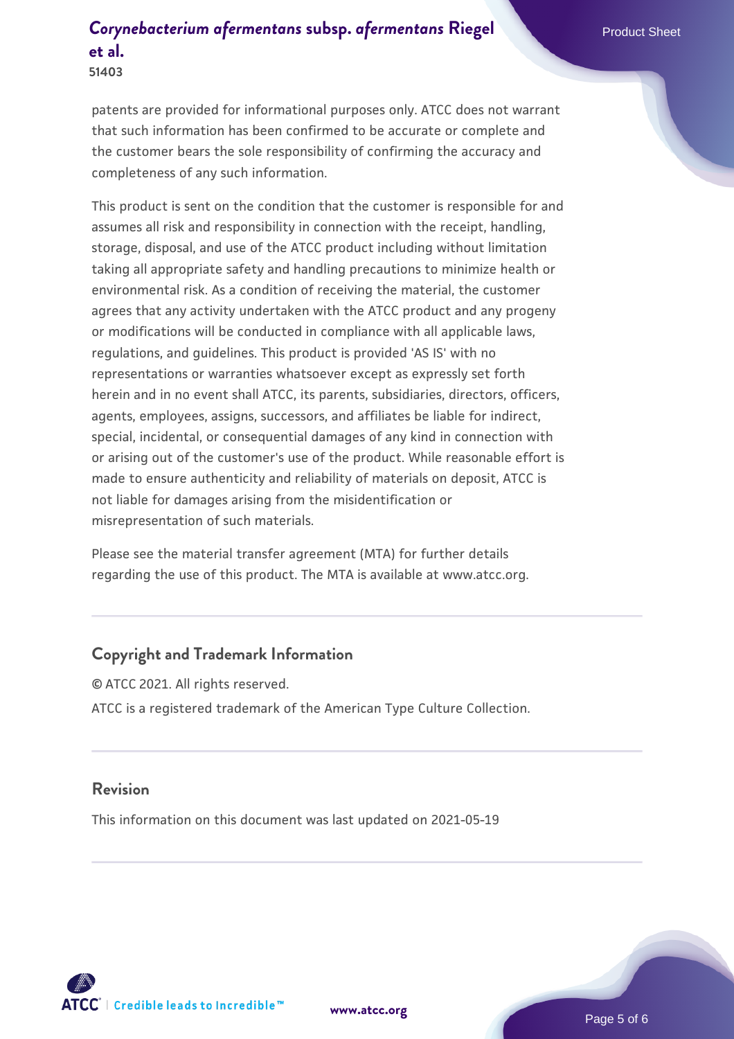patents are provided for informational purposes only. ATCC does not warrant that such information has been confirmed to be accurate or complete and the customer bears the sole responsibility of confirming the accuracy and completeness of any such information.

This product is sent on the condition that the customer is responsible for and assumes all risk and responsibility in connection with the receipt, handling, storage, disposal, and use of the ATCC product including without limitation taking all appropriate safety and handling precautions to minimize health or environmental risk. As a condition of receiving the material, the customer agrees that any activity undertaken with the ATCC product and any progeny or modifications will be conducted in compliance with all applicable laws, regulations, and guidelines. This product is provided 'AS IS' with no representations or warranties whatsoever except as expressly set forth herein and in no event shall ATCC, its parents, subsidiaries, directors, officers, agents, employees, assigns, successors, and affiliates be liable for indirect, special, incidental, or consequential damages of any kind in connection with or arising out of the customer's use of the product. While reasonable effort is made to ensure authenticity and reliability of materials on deposit, ATCC is not liable for damages arising from the misidentification or misrepresentation of such materials.

Please see the material transfer agreement (MTA) for further details regarding the use of this product. The MTA is available at www.atcc.org.

## Copyright and Trademark Information

© ATCC 2021. All rights reserved.

ATCC is a registered trademark of the American Type Culture Collection.

## Revision

This information on this document was last updated on 2021-05-19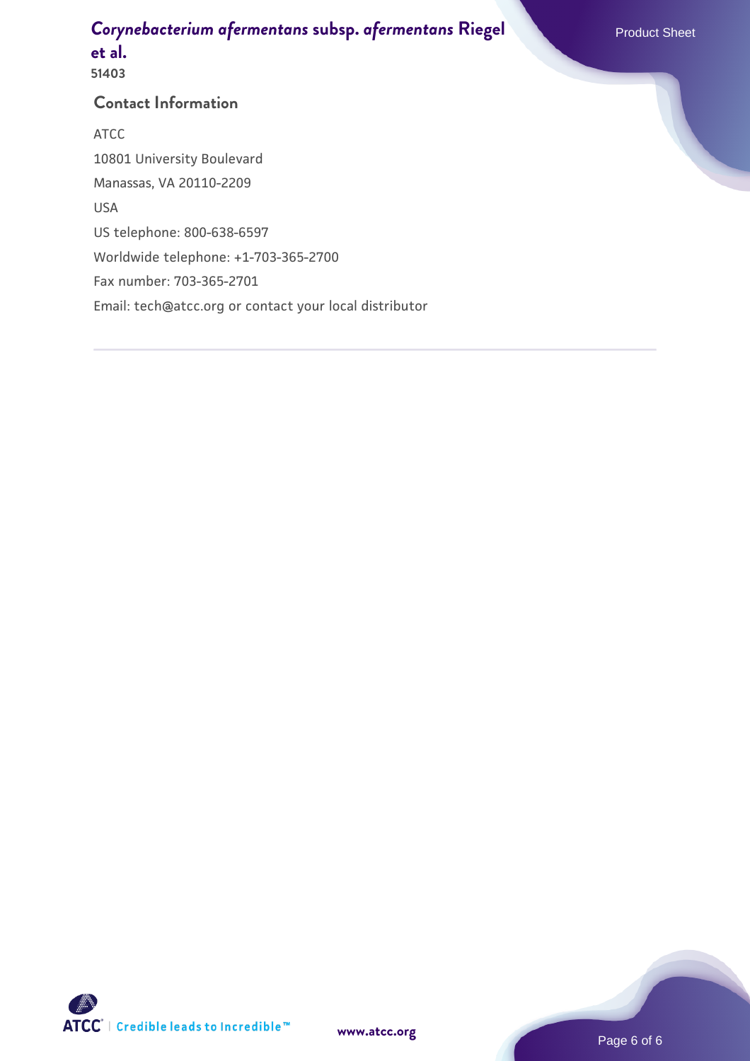## Contact Information

ATCC

10801 University Boulevard

Manassas, VA 20110-2209

USA

US telephone: 800-638-6597

Worldwide telephone: +1-703-365-2700

Fax number: 703-365-2701

Email: tech@atcc.org or contact your local distributor